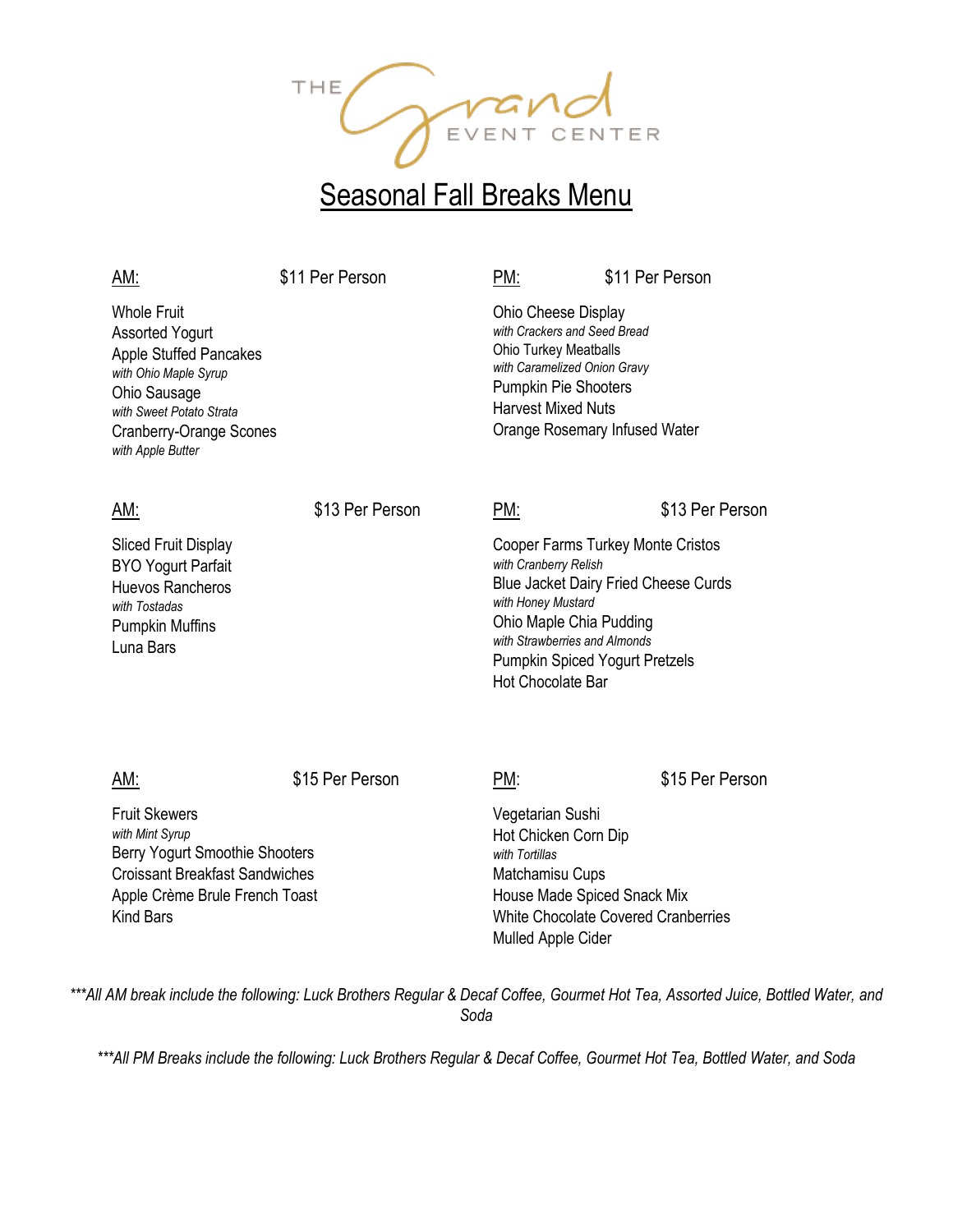THE Grand EVENT CENTER

# Seasonal Fall Breaks Menu

## AM: $11 Per Person

Whole Fruit
Assorted Yogurt
Apple Stuffed Pancakes
*with Ohio Maple Syrup*
Ohio Sausage
*with Sweet Potato Strata*
Cranberry-Orange Scones
*with Apple Butter*

## PM: $11 Per Person

Ohio Cheese Display
*with Crackers and Seed Bread*
Ohio Turkey Meatballs
*with Caramelized Onion Gravy*
Pumpkin Pie Shooters
Harvest Mixed Nuts
Orange Rosemary Infused Water

## AM: $13 Per Person

Sliced Fruit Display
BYO Yogurt Parfait
Huevos Rancheros
*with Tostadas*
Pumpkin Muffins
Luna Bars

## PM: $13 Per Person

Cooper Farms Turkey Monte Cristos
*with Cranberry Relish*
Blue Jacket Dairy Fried Cheese Curds
*with Honey Mustard*
Ohio Maple Chia Pudding
*with Strawberries and Almonds*
Pumpkin Spiced Yogurt Pretzels
Hot Chocolate Bar

## AM: $15 Per Person

Fruit Skewers
*with Mint Syrup*
Berry Yogurt Smoothie Shooters
Croissant Breakfast Sandwiches
Apple Crème Brule French Toast
Kind Bars

## PM: $15 Per Person

Vegetarian Sushi
Hot Chicken Corn Dip
*with Tortillas*
Matchamisu Cups
House Made Spiced Snack Mix
White Chocolate Covered Cranberries
Mulled Apple Cider

****All AM break include the following: Luck Brothers Regular & Decaf Coffee, Gourmet Hot Tea, Assorted Juice, Bottled Water, and Soda*

****All PM Breaks include the following: Luck Brothers Regular & Decaf Coffee, Gourmet Hot Tea, Bottled Water, and Soda*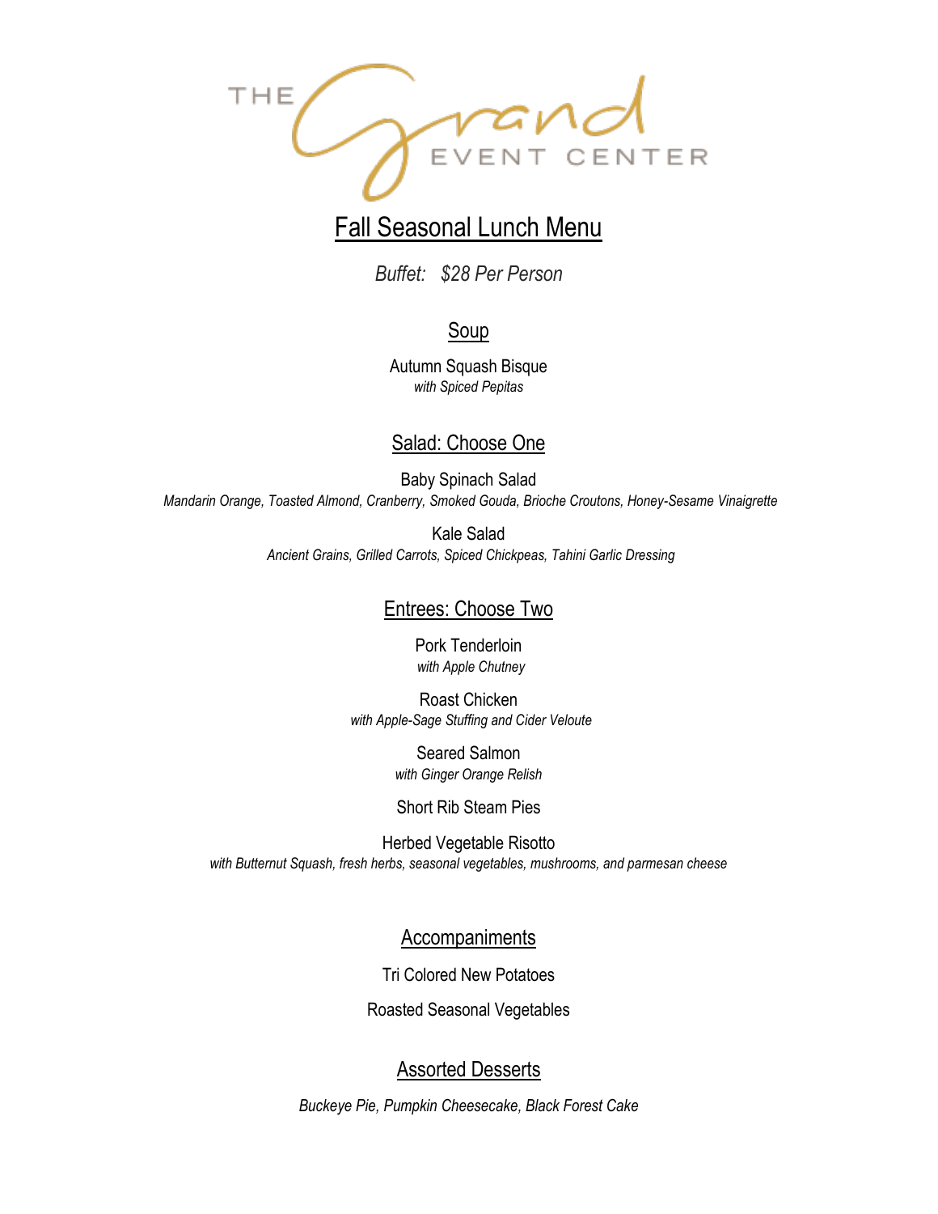THE Grand EVENT CENTER

# Fall Seasonal Lunch Menu

*Buffet: $28 Per Person*

## Soup

Autumn Squash Bisque
*with Spiced Pepitas*

## Salad: Choose One

Baby Spinach Salad
*Mandarin Orange, Toasted Almond, Cranberry, Smoked Gouda, Brioche Croutons, Honey-Sesame Vinaigrette*

Kale Salad
*Ancient Grains, Grilled Carrots, Spiced Chickpeas, Tahini Garlic Dressing*

## Entrees: Choose Two

Pork Tenderloin
*with Apple Chutney*

Roast Chicken
*with Apple-Sage Stuffing and Cider Veloute*

Seared Salmon
*with Ginger Orange Relish*

Short Rib Steam Pies

Herbed Vegetable Risotto
*with Butternut Squash, fresh herbs, seasonal vegetables, mushrooms, and parmesan cheese*

## Accompaniments

Tri Colored New Potatoes

Roasted Seasonal Vegetables

## Assorted Desserts

*Buckeye Pie, Pumpkin Cheesecake, Black Forest Cake*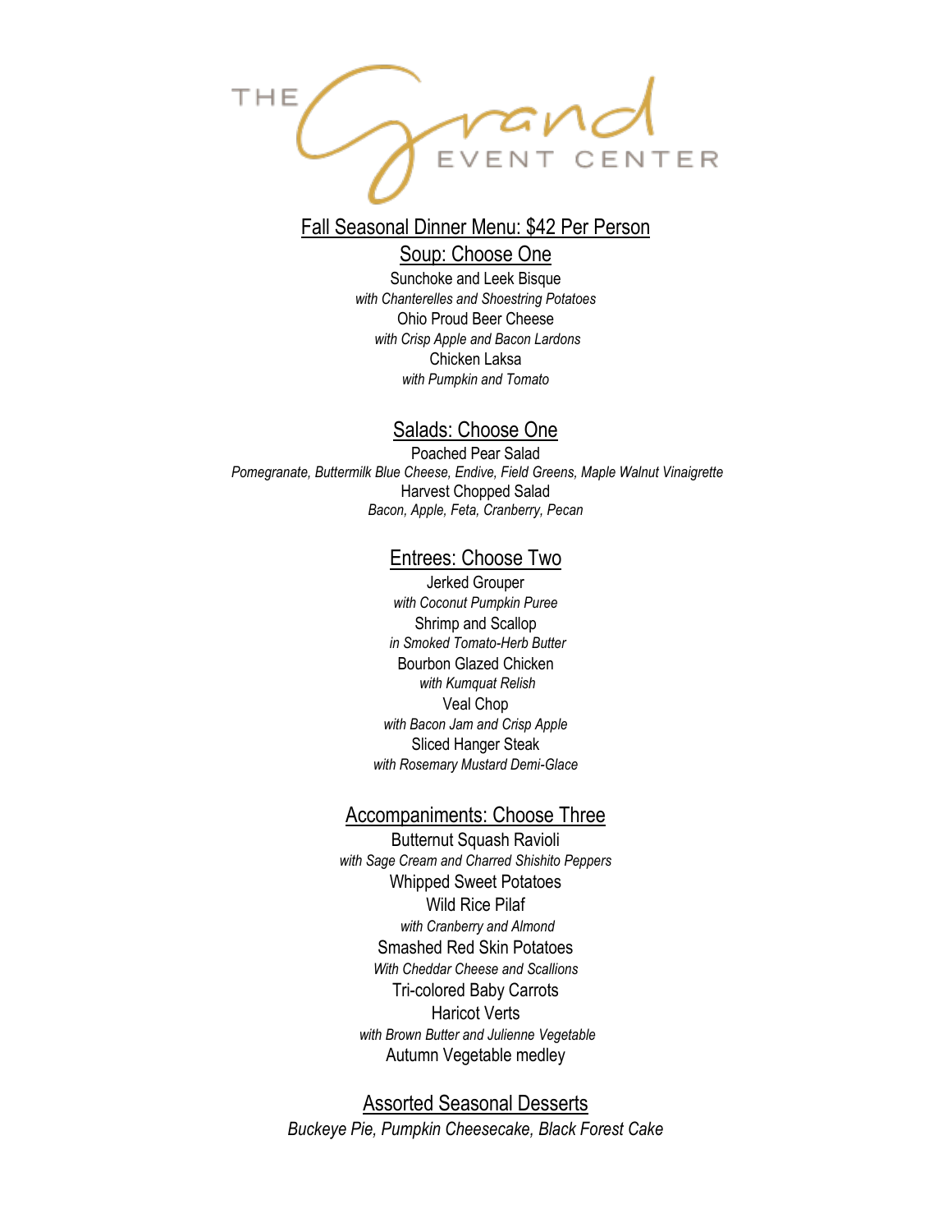THE Grand EVENT CENTER

## Fall Seasonal Dinner Menu: $42 Per Person

### Soup: Choose One

Sunchoke and Leek Bisque
*with Chanterelles and Shoestring Potatoes*
Ohio Proud Beer Cheese
*with Crisp Apple and Bacon Lardons*
Chicken Laksa
*with Pumpkin and Tomato*

### Salads: Choose One

Poached Pear Salad
*Pomegranate, Buttermilk Blue Cheese, Endive, Field Greens, Maple Walnut Vinaigrette*
Harvest Chopped Salad
*Bacon, Apple, Feta, Cranberry, Pecan*

### Entrees: Choose Two

Jerked Grouper
*with Coconut Pumpkin Puree*
Shrimp and Scallop
*in Smoked Tomato-Herb Butter*
Bourbon Glazed Chicken
*with Kumquat Relish*
Veal Chop
*with Bacon Jam and Crisp Apple*
Sliced Hanger Steak
*with Rosemary Mustard Demi-Glace*

### Accompaniments: Choose Three

Butternut Squash Ravioli
*with Sage Cream and Charred Shishito Peppers*
Whipped Sweet Potatoes
Wild Rice Pilaf
*with Cranberry and Almond*
Smashed Red Skin Potatoes
*With Cheddar Cheese and Scallions*
Tri-colored Baby Carrots
Haricot Verts
*with Brown Butter and Julienne Vegetable*
Autumn Vegetable medley

### Assorted Seasonal Desserts

*Buckeye Pie, Pumpkin Cheesecake, Black Forest Cake*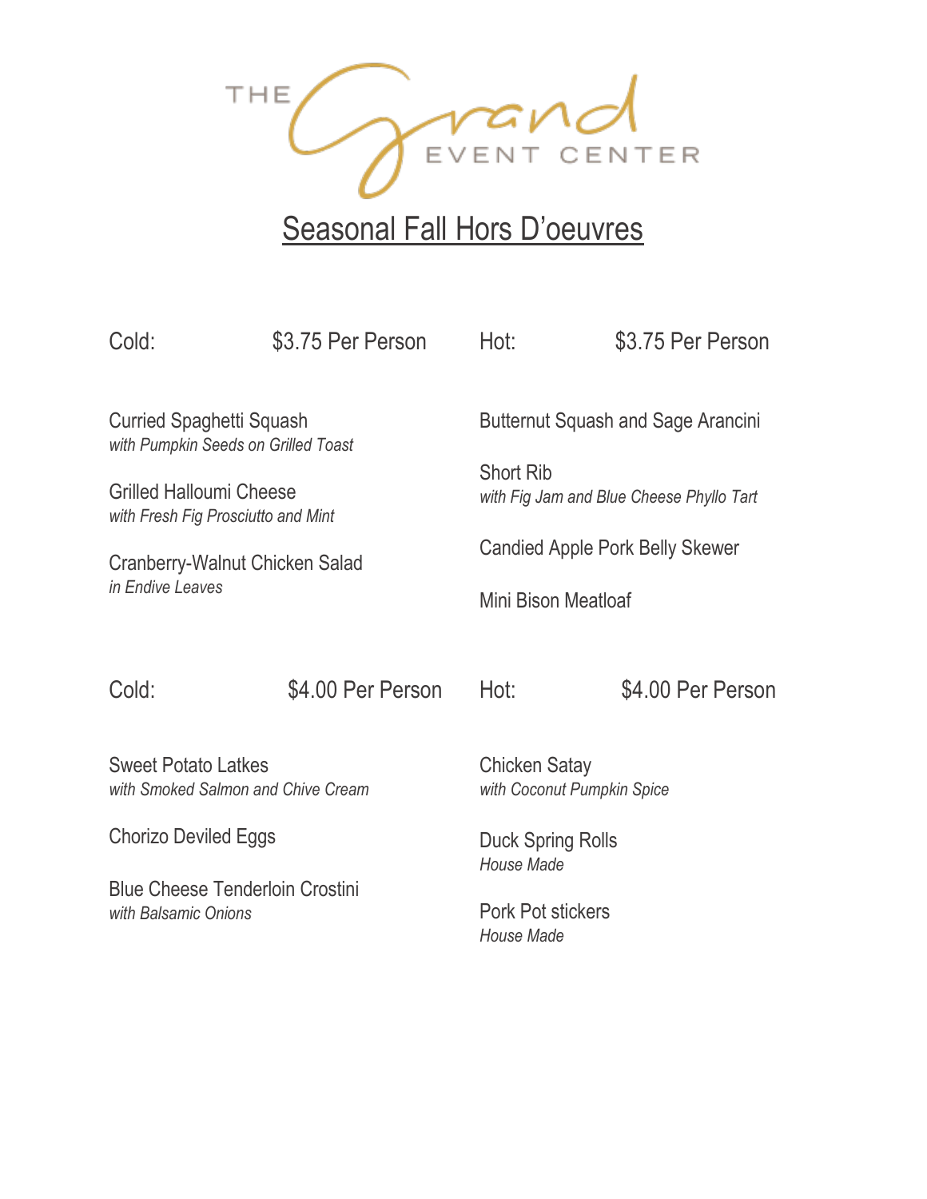THE Grand EVENT CENTER

# Seasonal Fall Hors D'oeuvres

## Cold: $3.75 Per Person

Curried Spaghetti Squash
*with Pumpkin Seeds on Grilled Toast*

Grilled Halloumi Cheese
*with Fresh Fig Prosciutto and Mint*

Cranberry-Walnut Chicken Salad
*in Endive Leaves*

## Hot: $3.75 Per Person

Butternut Squash and Sage Arancini

Short Rib
*with Fig Jam and Blue Cheese Phyllo Tart*

Candied Apple Pork Belly Skewer

Mini Bison Meatloaf

## Cold: $4.00 Per Person

Sweet Potato Latkes
*with Smoked Salmon and Chive Cream*

Chorizo Deviled Eggs

Blue Cheese Tenderloin Crostini
*with Balsamic Onions*

## Hot: $4.00 Per Person

Chicken Satay
*with Coconut Pumpkin Spice*

Duck Spring Rolls
*House Made*

Pork Pot stickers
*House Made*